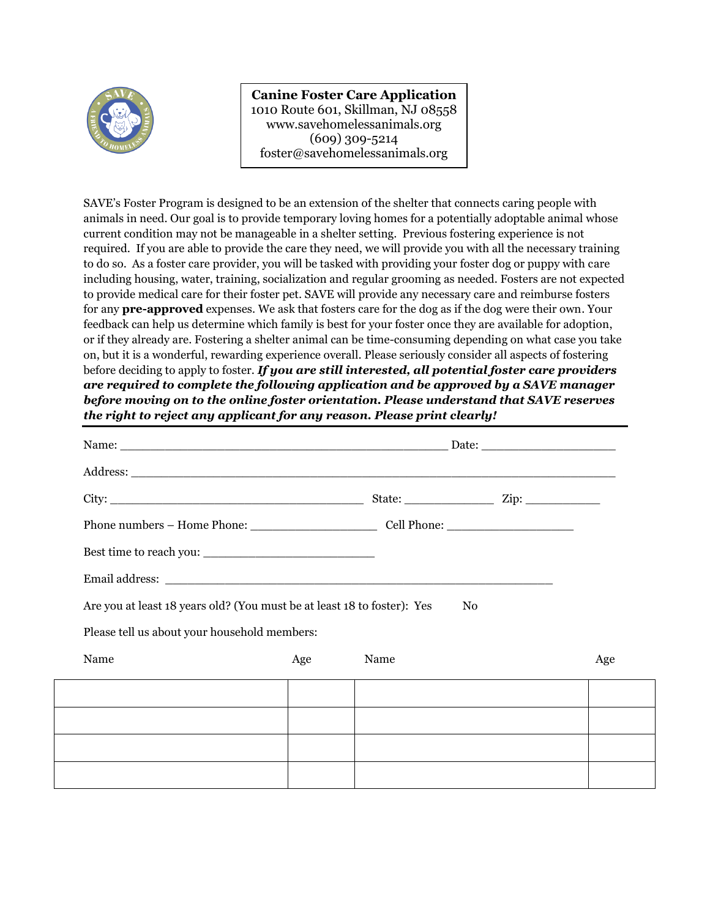**Canine Foster Care Application**
1010 Route 601, Skillman, NJ 08558
www.savehomelessanimals.org
(609) 309-5214
foster@savehomelessanimals.org

SAVE's Foster Program is designed to be an extension of the shelter that connects caring people with animals in need. Our goal is to provide temporary loving homes for a potentially adoptable animal whose current condition may not be manageable in a shelter setting. Previous fostering experience is not required. If you are able to provide the care they need, we will provide you with all the necessary training to do so. As a foster care provider, you will be tasked with providing your foster dog or puppy with care including housing, water, training, socialization and regular grooming as needed. Fosters are not expected to provide medical care for their foster pet. SAVE will provide any necessary care and reimburse fosters for any **pre-approved** expenses. We ask that fosters care for the dog as if the dog were their own. Your feedback can help us determine which family is best for your foster once they are available for adoption, or if they already are. Fostering a shelter animal can be time-consuming depending on what case you take on, but it is a wonderful, rewarding experience overall. Please seriously consider all aspects of fostering before deciding to apply to foster. ***If you are still interested, all potential foster care providers are required to complete the following application and be approved by a SAVE manager before moving on to the online foster orientation. Please understand that SAVE reserves the right to reject any applicant for any reason. Please print clearly!***

---

Name: ______________________________________________ Date: ___________________

Address: ______________________________________________________________________

City: ___________________________________ State: _____________ Zip: ___________

Phone numbers – Home Phone: __________________ Cell Phone: __________________

Best time to reach you: ________________________

Email address: _______________________________________________________

Are you at least 18 years old? (You must be at least 18 to foster): Yes No

Please tell us about your household members:

| Name | Age | Name | Age |
|---|---|---|---|
| | | | |
| | | | |
| | | | |
| | | | |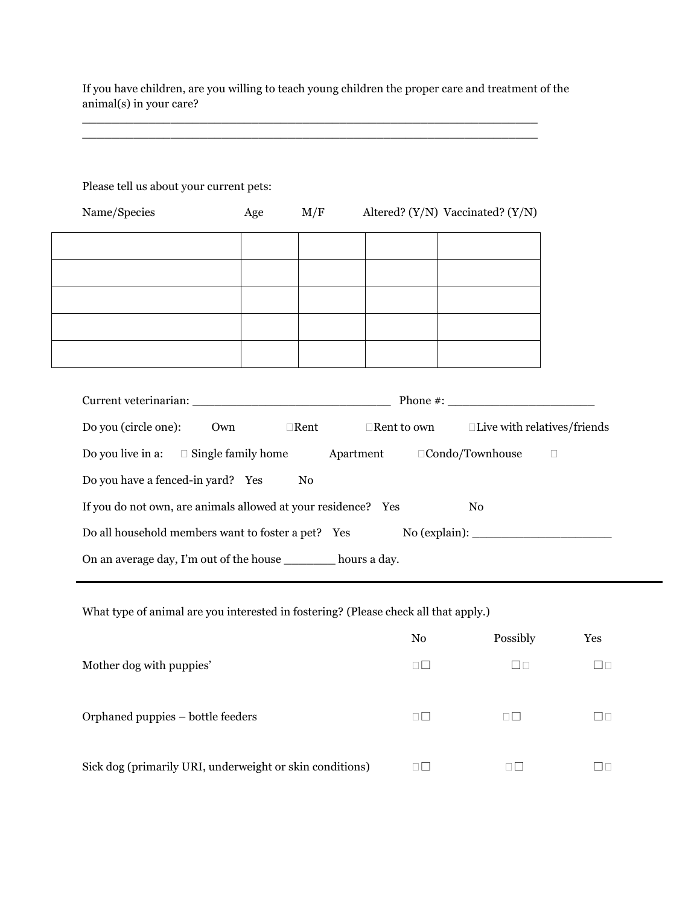If you have children, are you willing to teach young children the proper care and treatment of the animal(s) in your care?

_______________________________________________________________

_______________________________________________________________

Please tell us about your current pets:

| Name/Species | Age | M/F | Altered? (Y/N) | Vaccinated? (Y/N) |
|---|---|---|---|---|
| | | | | |
| | | | | |
| | | | | |
| | | | | |
| | | | | |

Current veterinarian: ____________________________ Phone #: _____________________

Do you (circle one): Own ☐Rent ☐Rent to own ☐Live with relatives/friends

Do you live in a: ☐ Single family home Apartment ☐Condo/Townhouse ☐

Do you have a fenced-in yard? Yes No

If you do not own, are animals allowed at your residence? Yes No

Do all household members want to foster a pet? Yes No (explain): ____________________

On an average day, I'm out of the house _______ hours a day.

---

What type of animal are you interested in fostering? (Please check all that apply.)

| | No | Possibly | Yes |
|---|---|---|---|
| Mother dog with puppies' | ☐ | ☐ | ☐ |
| Orphaned puppies – bottle feeders | ☐ | ☐ | ☐ |
| Sick dog (primarily URI, underweight or skin conditions) | ☐ | ☐ | ☐ |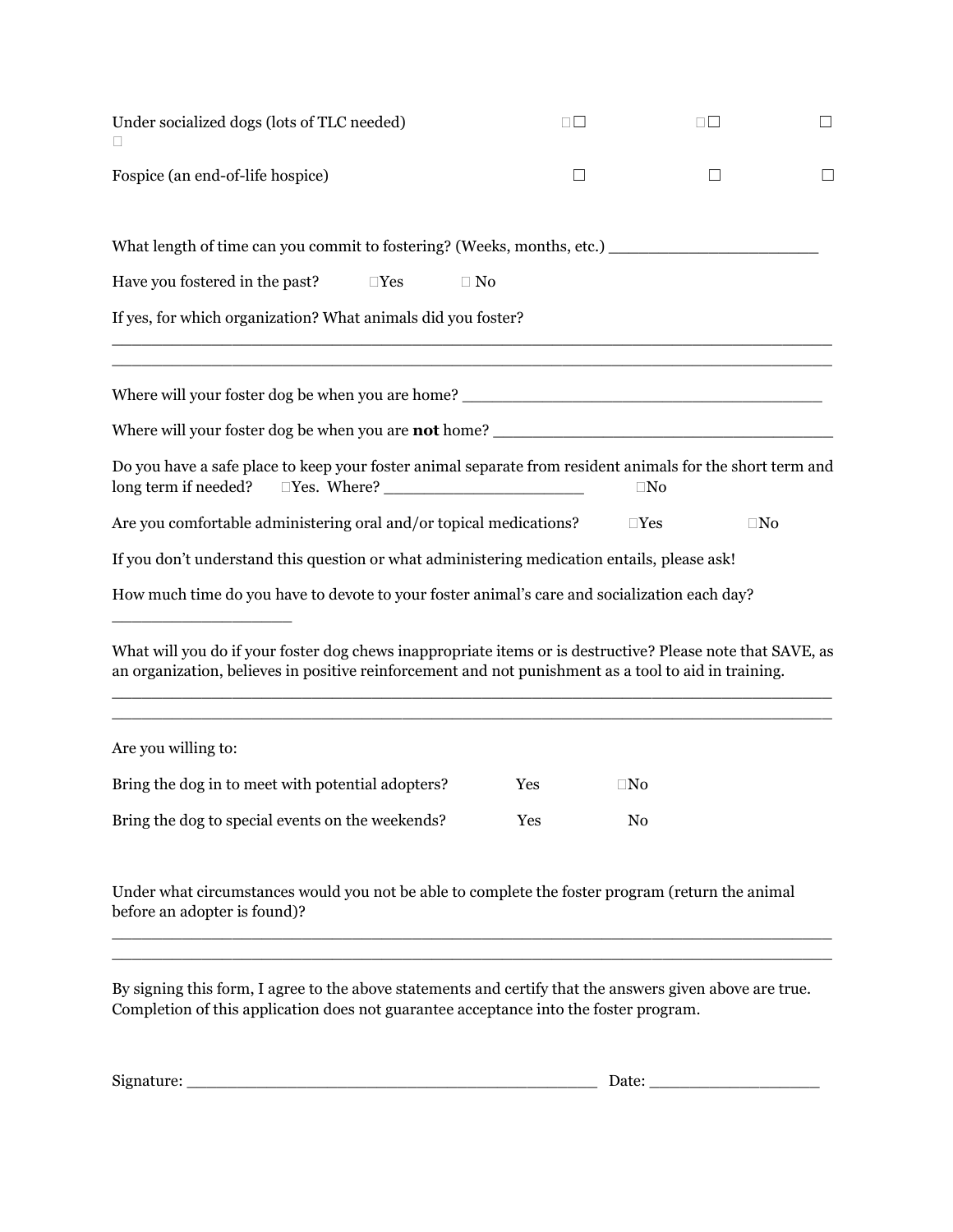| | | | |
|---|---|---|---|
| Under socialized dogs (lots of TLC needed) ☐ | ☐ | ☐ | ☐ |
| Fospice (an end-of-life hospice) | ☐ | ☐ | ☐ |

What length of time can you commit to fostering? (Weeks, months, etc.) ______________________

Have you fostered in the past? ☐Yes ☐ No

If yes, for which organization? What animals did you foster?

______________________________________________________________________________
______________________________________________________________________________

Where will your foster dog be when you are home? ______________________________________

Where will your foster dog be when you are **not** home? ___________________________________

Do you have a safe place to keep your foster animal separate from resident animals for the short term and long term if needed? ☐Yes. Where? ______________________ ☐No

Are you comfortable administering oral and/or topical medications? ☐Yes ☐No

If you don't understand this question or what administering medication entails, please ask!

How much time do you have to devote to your foster animal's care and socialization each day?

___________________

What will you do if your foster dog chews inappropriate items or is destructive? Please note that SAVE, as an organization, believes in positive reinforcement and not punishment as a tool to aid in training.

______________________________________________________________________________
______________________________________________________________________________

Are you willing to:

Bring the dog in to meet with potential adopters? Yes ☐No

Bring the dog to special events on the weekends? Yes No

Under what circumstances would you not be able to complete the foster program (return the animal before an adopter is found)?

______________________________________________________________________________
______________________________________________________________________________

By signing this form, I agree to the above statements and certify that the answers given above are true. Completion of this application does not guarantee acceptance into the foster program.

Signature: ___________________________________________ Date: __________________